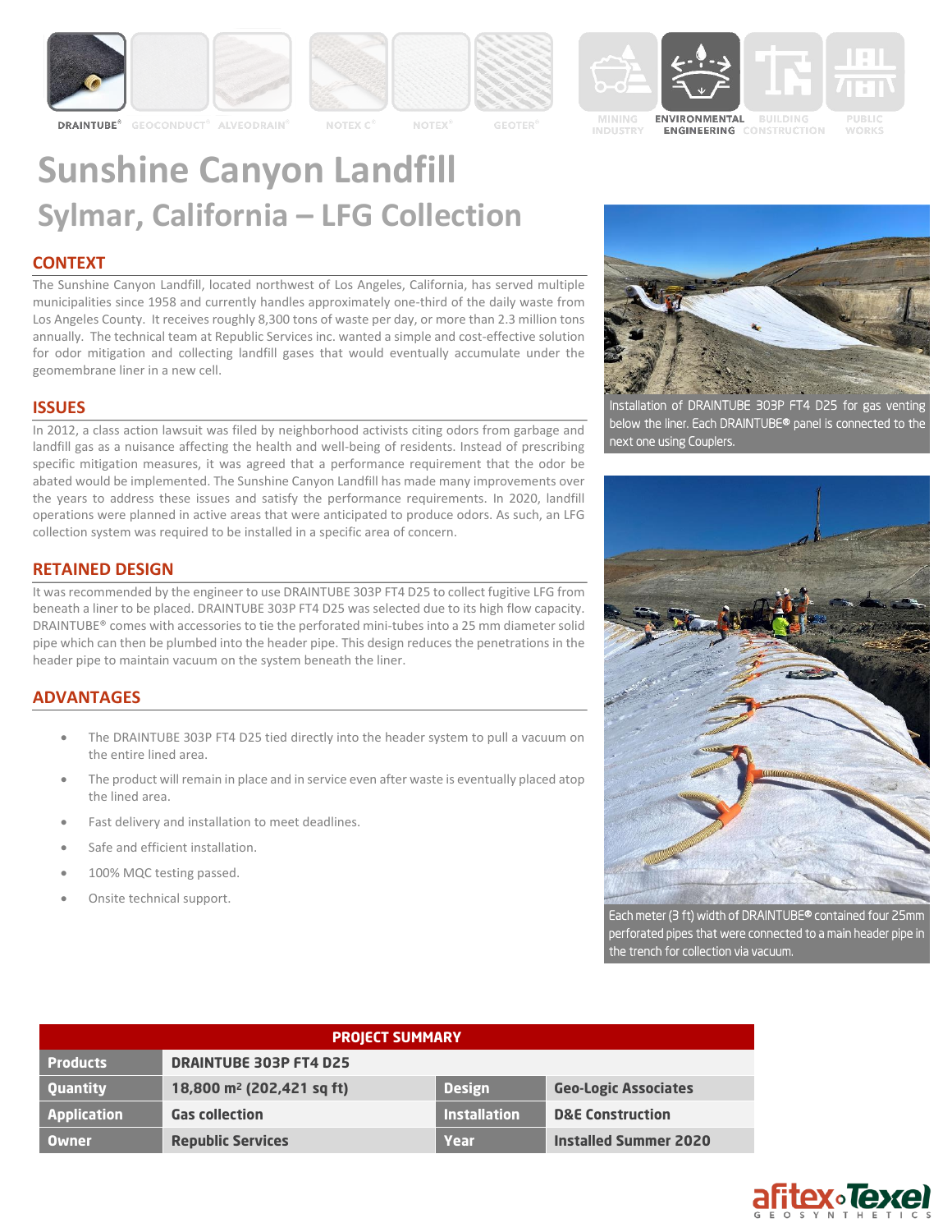# Sunshine Canyon Landfill

## Sylmar, California – LFG Collection

### CONTEXT

The Sunshine Canyon Landfill, located northwest of Los Angeles, California, has served multiple municipalities since 1958 and currently handles approximately one-third of the daily waste from Los Angeles County. It receives roughly 8,300 tons of waste per day, or more than 2.3 million tons annually. The technical team at Republic Services inc. wanted a simple and cost-effective solution for odor mitigation and collecting landfill gases that would eventually accumulate under the geomembrane liner in a new cell.

### ISSUES

In 2012, a class action lawsuit was filed by neighborhood activists citing odors from garbage and landfill gas as a nuisance affecting the health and well-being of residents. Instead of prescribing specific mitigation measures, it was agreed that a performance requirement that the odor be abated would be implemented. The Sunshine Canyon Landfill has made many improvements over the years to address these issues and satisfy the performance requirements. In 2020, landfill operations were planned in active areas that were anticipated to produce odors. As such, an LFG collection system was required to be installed in a specific area of concern.

### RETAINED DESIGN

It was recommended by the engineer to use DRAINTUBE 303P FT4 D25 to collect fugitive LFG from beneath a liner to be placed. DRAINTUBE 303P FT4 D25 was selected due to its high flow capacity. DRAINTUBE® comes with accessories to tie the perforated mini-tubes into a 25 mm diameter solid pipe which can then be plumbed into the header pipe. This design reduces the penetrations in the header pipe to maintain vacuum on the system beneath the liner.

### ADVANTAGES

- The DRAINTUBE 303P FT4 D25 tied directly into the header system to pull a vacuum on the entire lined area.
- The product will remain in place and in service even after waste is eventually placed atop the lined area.
- Fast delivery and installation to meet deadlines.
- Safe and efficient installation.
- 100% MQC testing passed.
- Onsite technical support.

Installation of DRAINTUBE 303P FT4 D25 for gas venting below the liner. Each DRAINTUBE® panel is connected to the next one using Couplers.

Each meter (3 ft) width of DRAINTUBE® contained four 25mm perforated pipes that were connected to a main header pipe in the trench for collection via vacuum.

| PROJECT SUMMARY | | | |
|---|---|---|---|
| **Products** | **DRAINTUBE 303P FT4 D25** | | |
| **Quantity** | **18,800 m² (202,421 sq ft)** | **Design** | **Geo-Logic Associates** |
| **Application** | **Gas collection** | **Installation** | **D&E Construction** |
| **Owner** | **Republic Services** | **Year** | **Installed Summer 2020** |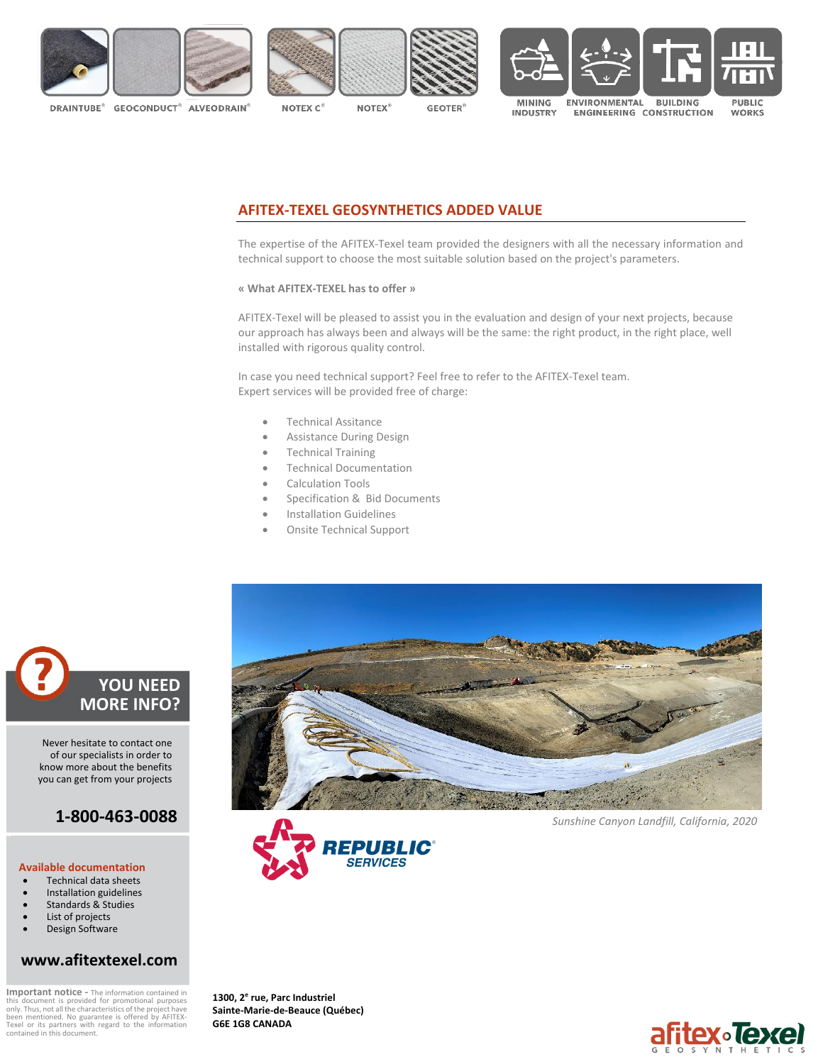DRAINTUBE® GEOCONDUCT® ALVEODRAIN® NOTEX C® NOTEX® GEOTER®

MINING INDUSTRY ENVIRONMENTAL ENGINEERING BUILDING CONSTRUCTION PUBLIC WORKS

## AFITEX-TEXEL GEOSYNTHETICS ADDED VALUE

The expertise of the AFITEX-Texel team provided the designers with all the necessary information and technical support to choose the most suitable solution based on the project's parameters.

**« What AFITEX-TEXEL has to offer »**

AFITEX-Texel will be pleased to assist you in the evaluation and design of your next projects, because our approach has always been and always will be the same: the right product, in the right place, well installed with rigorous quality control.

In case you need technical support? Feel free to refer to the AFITEX-Texel team.
Expert services will be provided free of charge:

- Technical Assitance
- Assistance During Design
- Technical Training
- Technical Documentation
- Calculation Tools
- Specification & Bid Documents
- Installation Guidelines
- Onsite Technical Support

*Sunshine Canyon Landfill, California, 2020*

REPUBLIC® SERVICES

## YOU NEED MORE INFO?

Never hesitate to contact one of our specialists in order to know more about the benefits you can get from your projects

**1-800-463-0088**

**Available documentation**

- Technical data sheets
- Installation guidelines
- Standards & Studies
- List of projects
- Design Software

**www.afitextexel.com**

**Important notice -** The information contained in this document is provided for promotional purposes only. Thus, not all the characteristics of the project have been mentioned. No guarantee is offered by AFITEX-Texel or its partners with regard to the information contained in this document.

**1300, 2e rue, Parc Industriel**
**Sainte-Marie-de-Beauce (Québec)**
**G6E 1G8 CANADA**

afitex Texel GEOSYNTHETICS